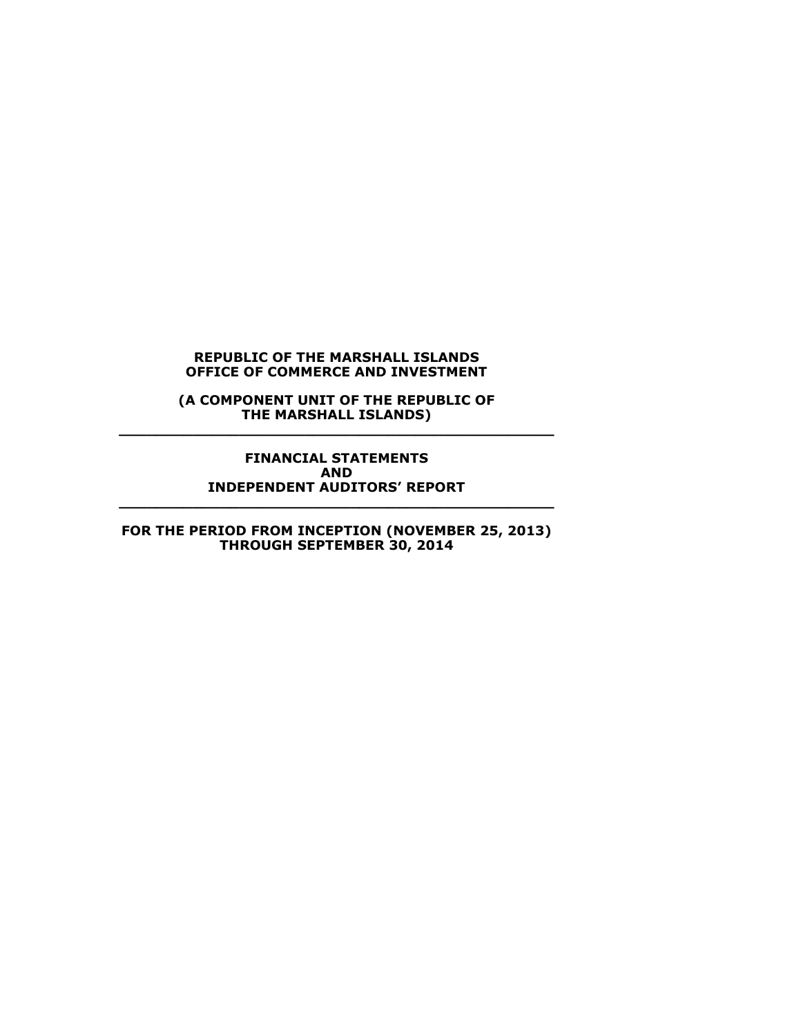**REPUBLIC OF THE MARSHALL ISLANDS**
**OFFICE OF COMMERCE AND INVESTMENT**

**(A COMPONENT UNIT OF THE REPUBLIC OF THE MARSHALL ISLANDS)**

---

**FINANCIAL STATEMENTS**
**AND**
**INDEPENDENT AUDITORS' REPORT**

---

**FOR THE PERIOD FROM INCEPTION (NOVEMBER 25, 2013) THROUGH SEPTEMBER 30, 2014**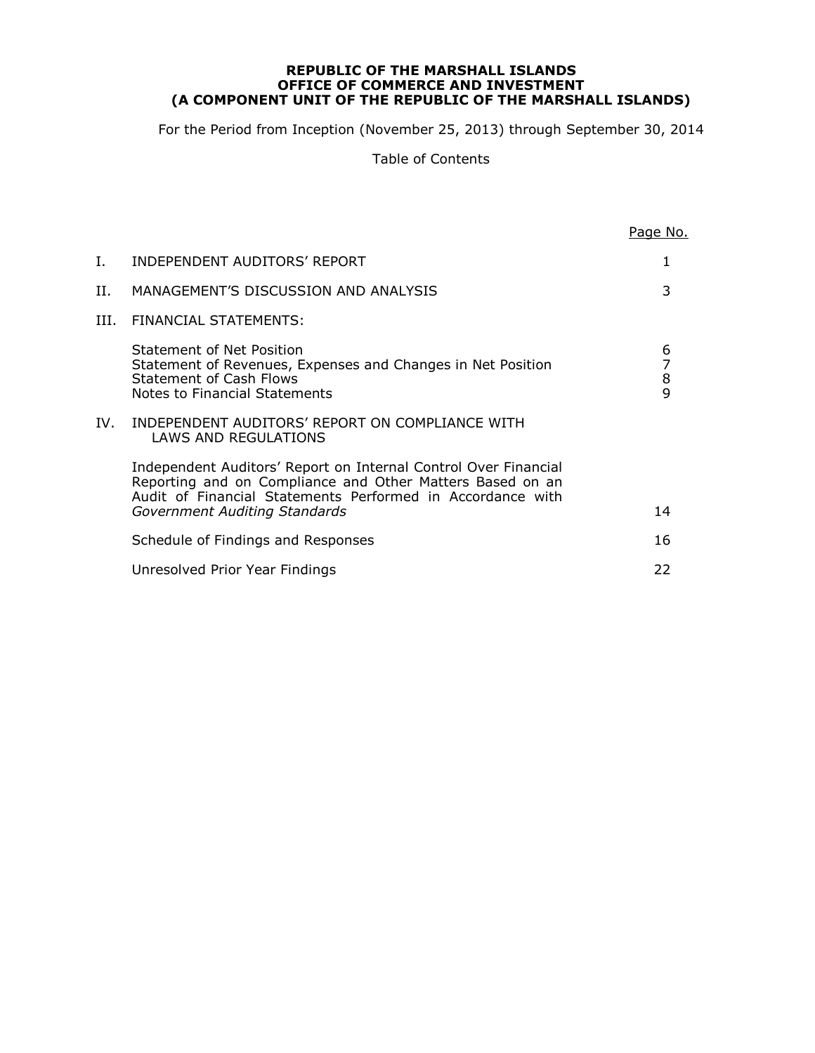**REPUBLIC OF THE MARSHALL ISLANDS**
**OFFICE OF COMMERCE AND INVESTMENT**
**(A COMPONENT UNIT OF THE REPUBLIC OF THE MARSHALL ISLANDS)**

For the Period from Inception (November 25, 2013) through September 30, 2014

Table of Contents

| | | Page No. |
|---|---|---|
| I. | INDEPENDENT AUDITORS' REPORT | 1 |
| II. | MANAGEMENT'S DISCUSSION AND ANALYSIS | 3 |
| III. | FINANCIAL STATEMENTS: | |
| | Statement of Net Position | 6 |
| | Statement of Revenues, Expenses and Changes in Net Position | 7 |
| | Statement of Cash Flows | 8 |
| | Notes to Financial Statements | 9 |
| IV. | INDEPENDENT AUDITORS' REPORT ON COMPLIANCE WITH LAWS AND REGULATIONS | |
| | Independent Auditors' Report on Internal Control Over Financial Reporting and on Compliance and Other Matters Based on an Audit of Financial Statements Performed in Accordance with *Government Auditing Standards* | 14 |
| | Schedule of Findings and Responses | 16 |
| | Unresolved Prior Year Findings | 22 |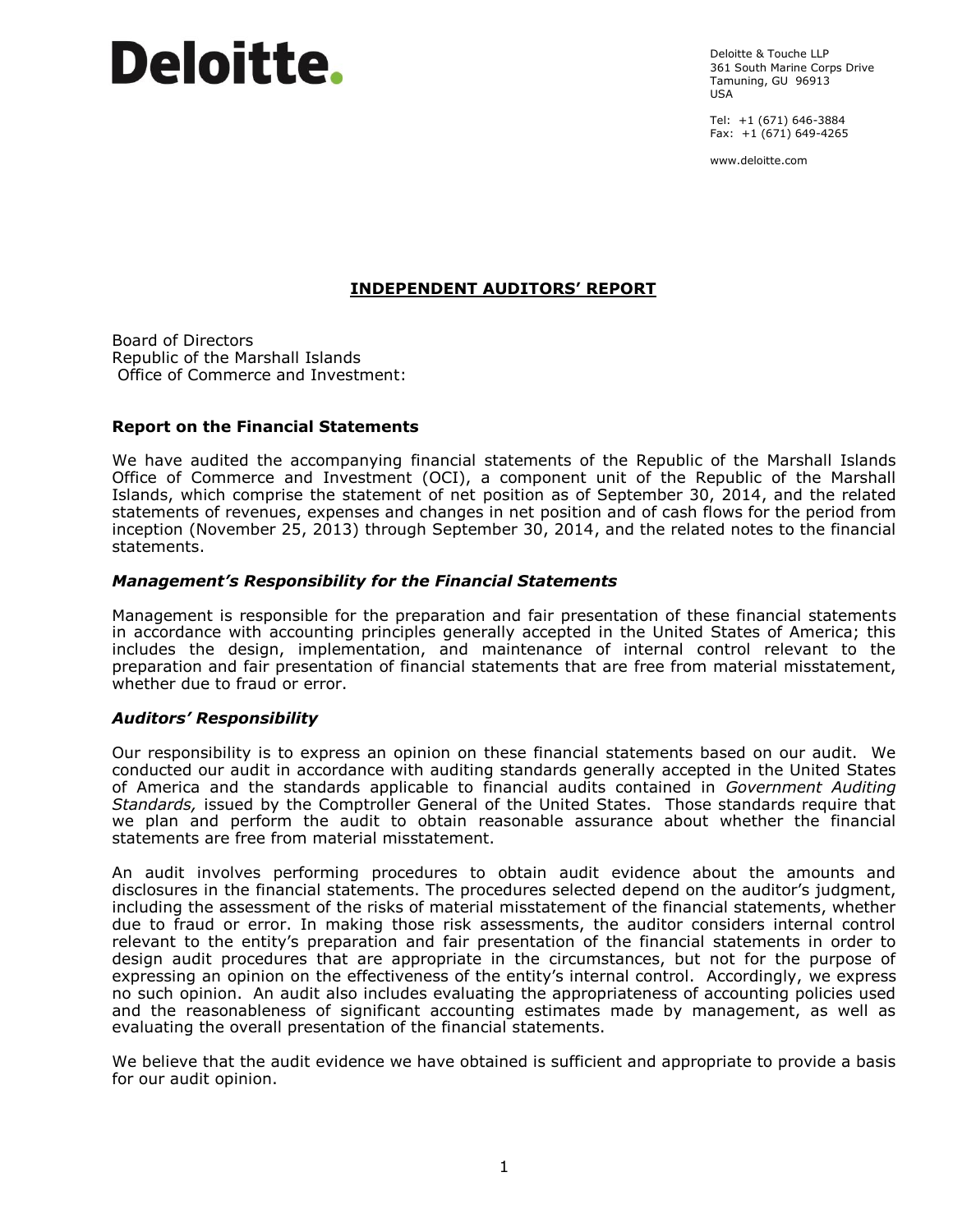**Deloitte.**

Deloitte & Touche LLP
361 South Marine Corps Drive
Tamuning, GU 96913
USA

Tel: +1 (671) 646-3884
Fax: +1 (671) 649-4265

www.deloitte.com

## INDEPENDENT AUDITORS' REPORT

Board of Directors
Republic of the Marshall Islands
Office of Commerce and Investment:

### Report on the Financial Statements

We have audited the accompanying financial statements of the Republic of the Marshall Islands Office of Commerce and Investment (OCI), a component unit of the Republic of the Marshall Islands, which comprise the statement of net position as of September 30, 2014, and the related statements of revenues, expenses and changes in net position and of cash flows for the period from inception (November 25, 2013) through September 30, 2014, and the related notes to the financial statements.

### *Management's Responsibility for the Financial Statements*

Management is responsible for the preparation and fair presentation of these financial statements in accordance with accounting principles generally accepted in the United States of America; this includes the design, implementation, and maintenance of internal control relevant to the preparation and fair presentation of financial statements that are free from material misstatement, whether due to fraud or error.

### *Auditors' Responsibility*

Our responsibility is to express an opinion on these financial statements based on our audit. We conducted our audit in accordance with auditing standards generally accepted in the United States of America and the standards applicable to financial audits contained in *Government Auditing Standards,* issued by the Comptroller General of the United States. Those standards require that we plan and perform the audit to obtain reasonable assurance about whether the financial statements are free from material misstatement.

An audit involves performing procedures to obtain audit evidence about the amounts and disclosures in the financial statements. The procedures selected depend on the auditor's judgment, including the assessment of the risks of material misstatement of the financial statements, whether due to fraud or error. In making those risk assessments, the auditor considers internal control relevant to the entity's preparation and fair presentation of the financial statements in order to design audit procedures that are appropriate in the circumstances, but not for the purpose of expressing an opinion on the effectiveness of the entity's internal control. Accordingly, we express no such opinion. An audit also includes evaluating the appropriateness of accounting policies used and the reasonableness of significant accounting estimates made by management, as well as evaluating the overall presentation of the financial statements.

We believe that the audit evidence we have obtained is sufficient and appropriate to provide a basis for our audit opinion.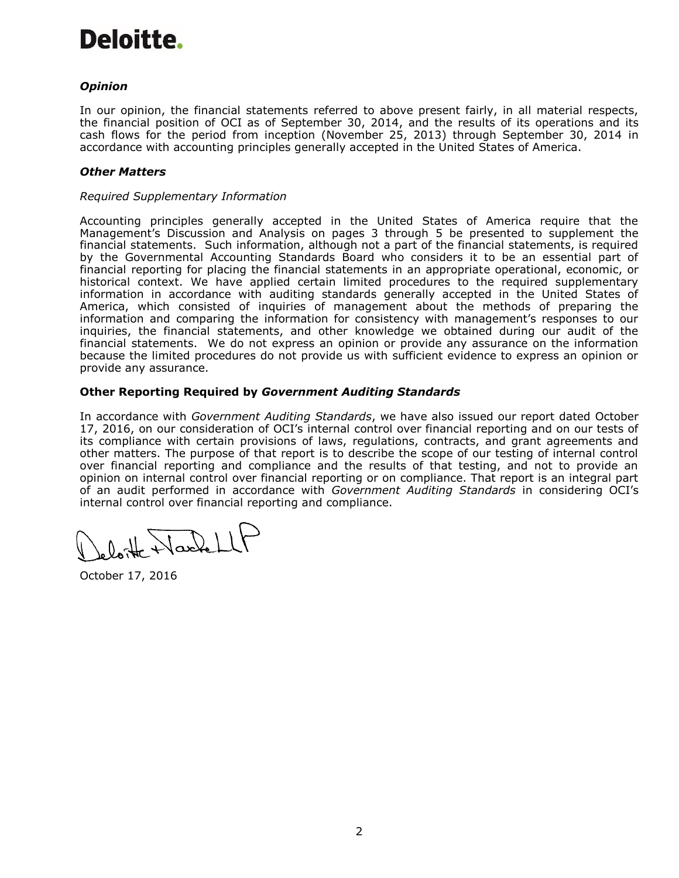Deloitte.

### *Opinion*

In our opinion, the financial statements referred to above present fairly, in all material respects, the financial position of OCI as of September 30, 2014, and the results of its operations and its cash flows for the period from inception (November 25, 2013) through September 30, 2014 in accordance with accounting principles generally accepted in the United States of America.

### *Other Matters*

*Required Supplementary Information*

Accounting principles generally accepted in the United States of America require that the Management's Discussion and Analysis on pages 3 through 5 be presented to supplement the financial statements. Such information, although not a part of the financial statements, is required by the Governmental Accounting Standards Board who considers it to be an essential part of financial reporting for placing the financial statements in an appropriate operational, economic, or historical context. We have applied certain limited procedures to the required supplementary information in accordance with auditing standards generally accepted in the United States of America, which consisted of inquiries of management about the methods of preparing the information and comparing the information for consistency with management's responses to our inquiries, the financial statements, and other knowledge we obtained during our audit of the financial statements. We do not express an opinion or provide any assurance on the information because the limited procedures do not provide us with sufficient evidence to express an opinion or provide any assurance.

### Other Reporting Required by *Government Auditing Standards*

In accordance with *Government Auditing Standards*, we have also issued our report dated October 17, 2016, on our consideration of OCI's internal control over financial reporting and on our tests of its compliance with certain provisions of laws, regulations, contracts, and grant agreements and other matters. The purpose of that report is to describe the scope of our testing of internal control over financial reporting and compliance and the results of that testing, and not to provide an opinion on internal control over financial reporting or on compliance. That report is an integral part of an audit performed in accordance with *Government Auditing Standards* in considering OCI's internal control over financial reporting and compliance.

Deloitte & Touche LLP

October 17, 2016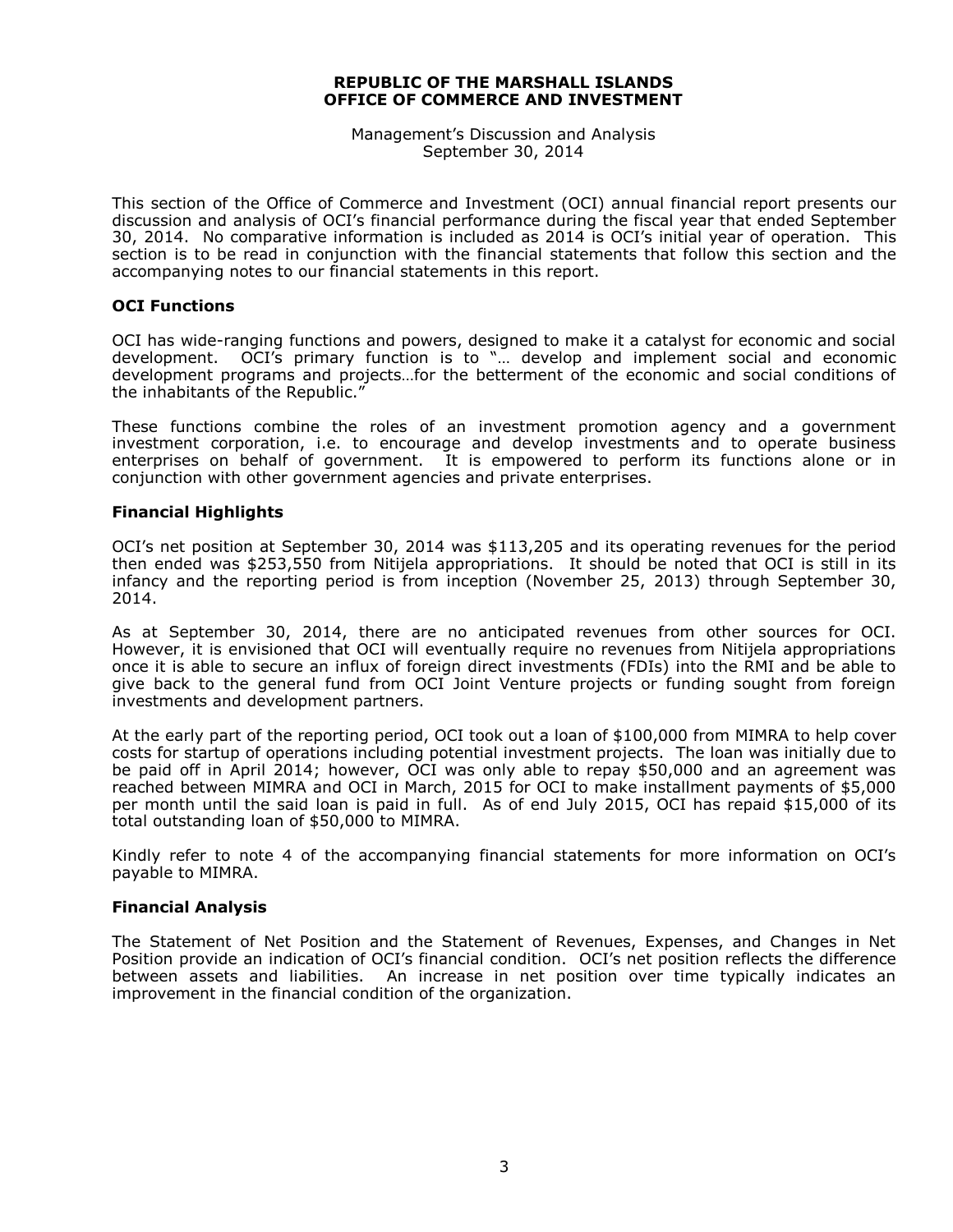**REPUBLIC OF THE MARSHALL ISLANDS**
**OFFICE OF COMMERCE AND INVESTMENT**

Management's Discussion and Analysis
September 30, 2014

This section of the Office of Commerce and Investment (OCI) annual financial report presents our discussion and analysis of OCI's financial performance during the fiscal year that ended September 30, 2014. No comparative information is included as 2014 is OCI's initial year of operation. This section is to be read in conjunction with the financial statements that follow this section and the accompanying notes to our financial statements in this report.

### OCI Functions

OCI has wide-ranging functions and powers, designed to make it a catalyst for economic and social development. OCI's primary function is to "… develop and implement social and economic development programs and projects…for the betterment of the economic and social conditions of the inhabitants of the Republic."

These functions combine the roles of an investment promotion agency and a government investment corporation, i.e. to encourage and develop investments and to operate business enterprises on behalf of government. It is empowered to perform its functions alone or in conjunction with other government agencies and private enterprises.

### Financial Highlights

OCI's net position at September 30, 2014 was $113,205 and its operating revenues for the period then ended was $253,550 from Nitijela appropriations. It should be noted that OCI is still in its infancy and the reporting period is from inception (November 25, 2013) through September 30, 2014.

As at September 30, 2014, there are no anticipated revenues from other sources for OCI. However, it is envisioned that OCI will eventually require no revenues from Nitijela appropriations once it is able to secure an influx of foreign direct investments (FDIs) into the RMI and be able to give back to the general fund from OCI Joint Venture projects or funding sought from foreign investments and development partners.

At the early part of the reporting period, OCI took out a loan of $100,000 from MIMRA to help cover costs for startup of operations including potential investment projects. The loan was initially due to be paid off in April 2014; however, OCI was only able to repay $50,000 and an agreement was reached between MIMRA and OCI in March, 2015 for OCI to make installment payments of $5,000 per month until the said loan is paid in full. As of end July 2015, OCI has repaid $15,000 of its total outstanding loan of $50,000 to MIMRA.

Kindly refer to note 4 of the accompanying financial statements for more information on OCI's payable to MIMRA.

### Financial Analysis

The Statement of Net Position and the Statement of Revenues, Expenses, and Changes in Net Position provide an indication of OCI's financial condition. OCI's net position reflects the difference between assets and liabilities. An increase in net position over time typically indicates an improvement in the financial condition of the organization.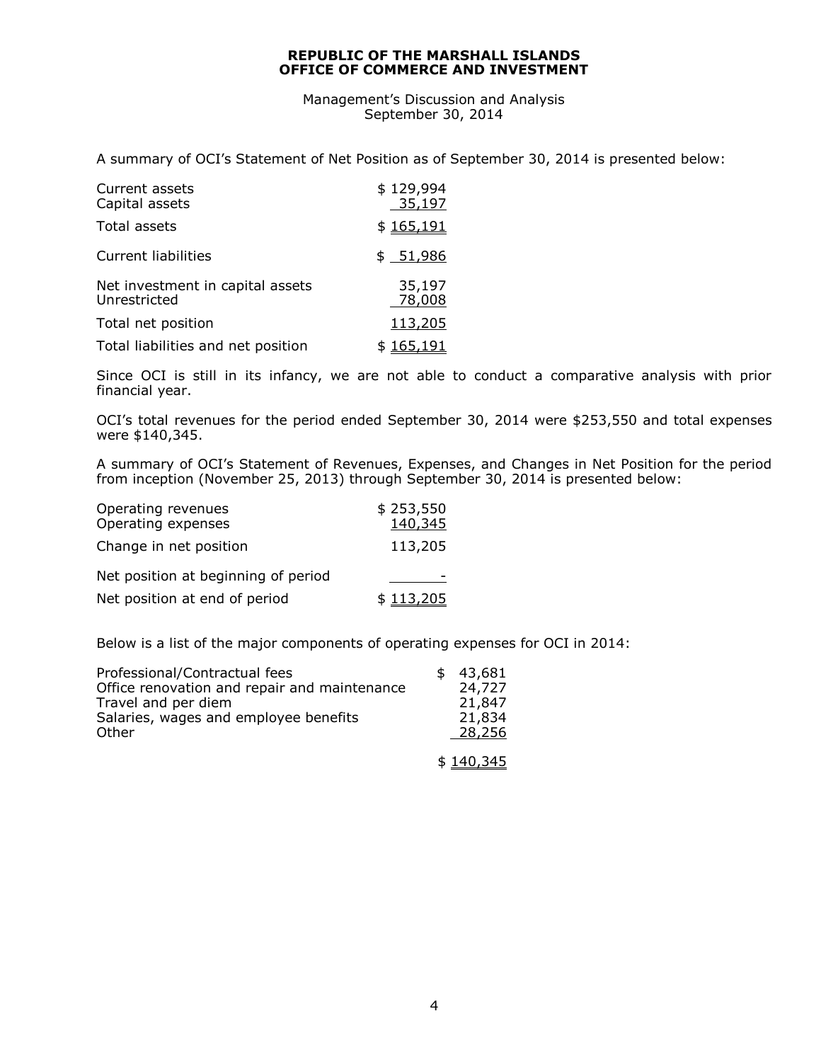**REPUBLIC OF THE MARSHALL ISLANDS**
**OFFICE OF COMMERCE AND INVESTMENT**

Management's Discussion and Analysis
September 30, 2014

A summary of OCI's Statement of Net Position as of September 30, 2014 is presented below:

| | |
|---|---|
| Current assets | $ 129,994 |
| Capital assets | 35,197 |
| Total assets | $ 165,191 |
| Current liabilities | $ 51,986 |
| Net investment in capital assets | 35,197 |
| Unrestricted | 78,008 |
| Total net position | 113,205 |
| Total liabilities and net position | $ 165,191 |

Since OCI is still in its infancy, we are not able to conduct a comparative analysis with prior financial year.

OCI's total revenues for the period ended September 30, 2014 were $253,550 and total expenses were $140,345.

A summary of OCI's Statement of Revenues, Expenses, and Changes in Net Position for the period from inception (November 25, 2013) through September 30, 2014 is presented below:

| | |
|---|---|
| Operating revenues | $ 253,550 |
| Operating expenses | 140,345 |
| Change in net position | 113,205 |
| Net position at beginning of period | - |
| Net position at end of period | $ 113,205 |

Below is a list of the major components of operating expenses for OCI in 2014:

| | |
|---|---|
| Professional/Contractual fees | $ 43,681 |
| Office renovation and repair and maintenance | 24,727 |
| Travel and per diem | 21,847 |
| Salaries, wages and employee benefits | 21,834 |
| Other | 28,256 |
| | $ 140,345 |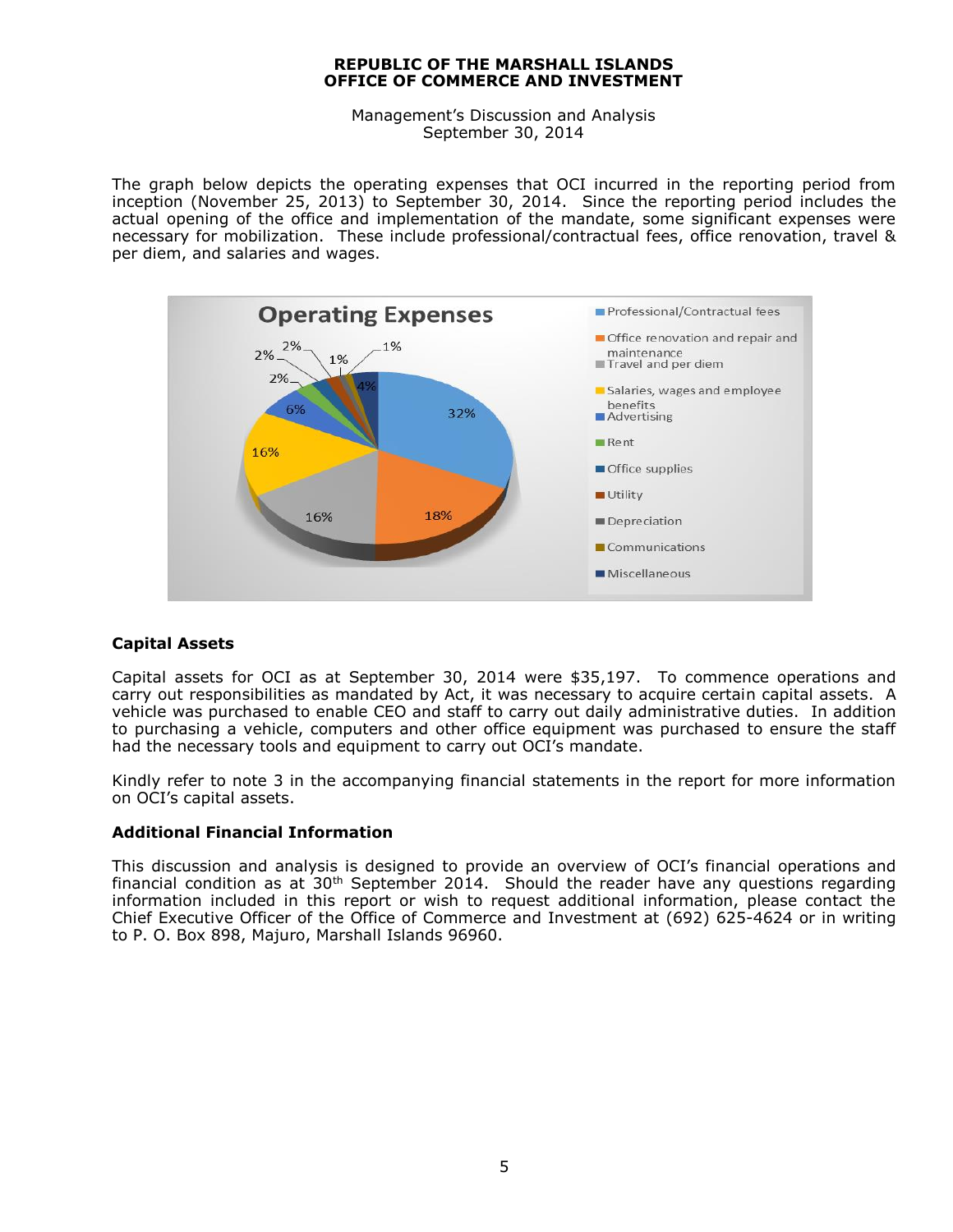The graph below depicts the operating expenses that OCI incurred in the reporting period from inception (November 25, 2013) to September 30, 2014. Since the reporting period includes the actual opening of the office and implementation of the mandate, some significant expenses were necessary for mobilization. These include professional/contractual fees, office renovation, travel & per diem, and salaries and wages.

**Operating Expenses**

- Professional/Contractual fees – 32%
- Office renovation and repair and maintenance – 18%
- Travel and per diem – 16%
- Salaries, wages and employee benefits – 16%
- Advertising – 6%
- Rent – 2%
- Office supplies – 2%
- Utility – 2%
- Depreciation – 1%
- Communications – 1%
- Miscellaneous – 4%

## Capital Assets

Capital assets for OCI as at September 30, 2014 were $35,197. To commence operations and carry out responsibilities as mandated by Act, it was necessary to acquire certain capital assets. A vehicle was purchased to enable CEO and staff to carry out daily administrative duties. In addition to purchasing a vehicle, computers and other office equipment was purchased to ensure the staff had the necessary tools and equipment to carry out OCI's mandate.

Kindly refer to note 3 in the accompanying financial statements in the report for more information on OCI's capital assets.

## Additional Financial Information

This discussion and analysis is designed to provide an overview of OCI's financial operations and financial condition as at 30th September 2014. Should the reader have any questions regarding information included in this report or wish to request additional information, please contact the Chief Executive Officer of the Office of Commerce and Investment at (692) 625-4624 or in writing to P. O. Box 898, Majuro, Marshall Islands 96960.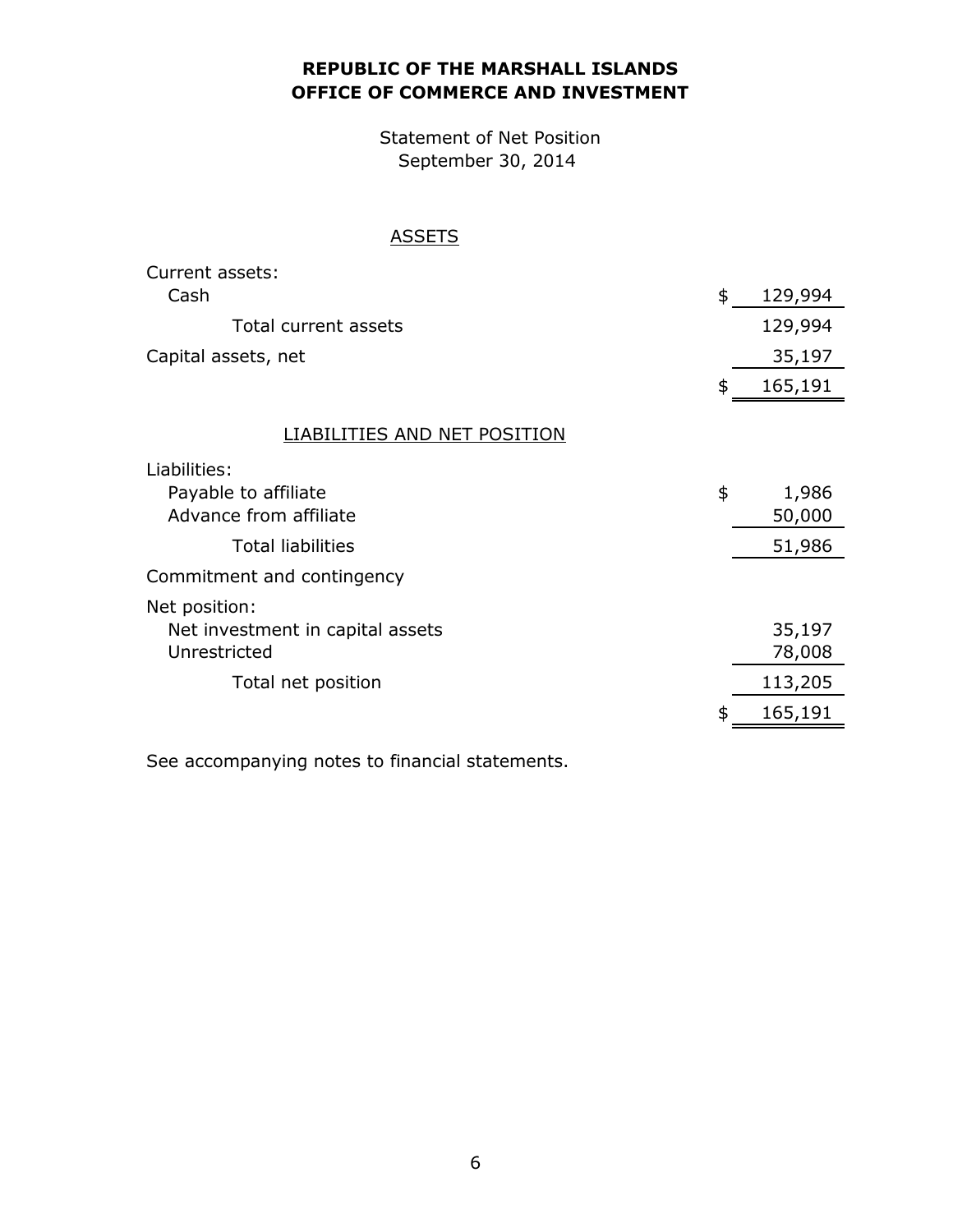**REPUBLIC OF THE MARSHALL ISLANDS**
**OFFICE OF COMMERCE AND INVESTMENT**

Statement of Net Position
September 30, 2014

| | |
|---|---|
| **ASSETS** | |
| Current assets: | |
| Cash | $ 129,994 |
| Total current assets | 129,994 |
| Capital assets, net | 35,197 |
| | $ 165,191 |
| **LIABILITIES AND NET POSITION** | |
| Liabilities: | |
| Payable to affiliate | $ 1,986 |
| Advance from affiliate | 50,000 |
| Total liabilities | 51,986 |
| Commitment and contingency | |
| Net position: | |
| Net investment in capital assets | 35,197 |
| Unrestricted | 78,008 |
| Total net position | 113,205 |
| | $ 165,191 |

See accompanying notes to financial statements.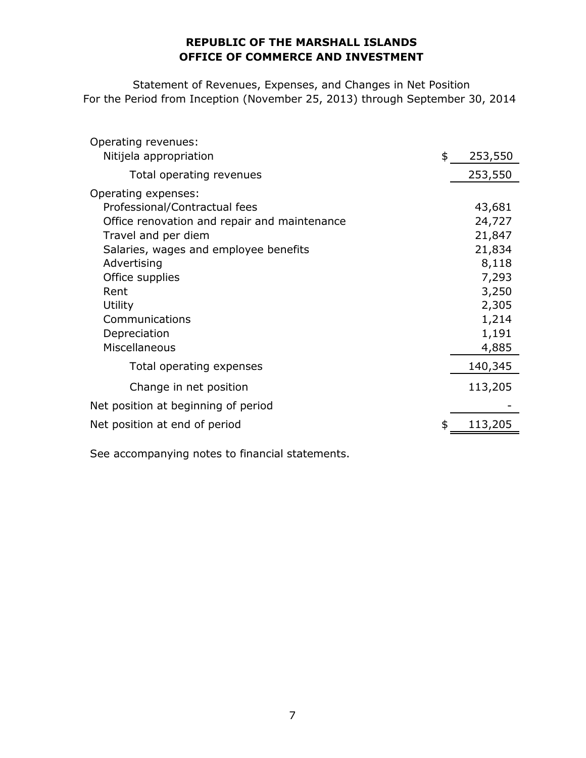**REPUBLIC OF THE MARSHALL ISLANDS**
**OFFICE OF COMMERCE AND INVESTMENT**

Statement of Revenues, Expenses, and Changes in Net Position
For the Period from Inception (November 25, 2013) through September 30, 2014

| | |
|---|---|
| Operating revenues: | |
| Nitijela appropriation | $ 253,550 |
| Total operating revenues | 253,550 |
| Operating expenses: | |
| Professional/Contractual fees | 43,681 |
| Office renovation and repair and maintenance | 24,727 |
| Travel and per diem | 21,847 |
| Salaries, wages and employee benefits | 21,834 |
| Advertising | 8,118 |
| Office supplies | 7,293 |
| Rent | 3,250 |
| Utility | 2,305 |
| Communications | 1,214 |
| Depreciation | 1,191 |
| Miscellaneous | 4,885 |
| Total operating expenses | 140,345 |
| Change in net position | 113,205 |
| Net position at beginning of period | - |
| Net position at end of period | $ 113,205 |

See accompanying notes to financial statements.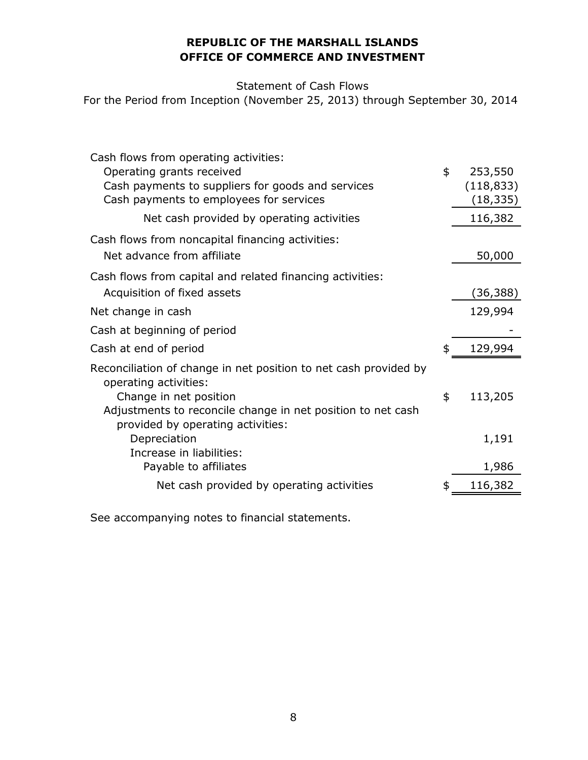**REPUBLIC OF THE MARSHALL ISLANDS**
**OFFICE OF COMMERCE AND INVESTMENT**

Statement of Cash Flows

For the Period from Inception (November 25, 2013) through September 30, 2014

| | | |
|---|---|---|
| Cash flows from operating activities: | | |
| Operating grants received | $ | 253,550 |
| Cash payments to suppliers for goods and services | | (118,833) |
| Cash payments to employees for services | | (18,335) |
| Net cash provided by operating activities | | 116,382 |
| Cash flows from noncapital financing activities: | | |
| Net advance from affiliate | | 50,000 |
| Cash flows from capital and related financing activities: | | |
| Acquisition of fixed assets | | (36,388) |
| Net change in cash | | 129,994 |
| Cash at beginning of period | | - |
| Cash at end of period | $ | 129,994 |
| Reconciliation of change in net position to net cash provided by operating activities: | | |
| Change in net position | $ | 113,205 |
| Adjustments to reconcile change in net position to net cash provided by operating activities: | | |
| Depreciation | | 1,191 |
| Increase in liabilities: | | |
| Payable to affiliates | | 1,986 |
| Net cash provided by operating activities | $ | 116,382 |

See accompanying notes to financial statements.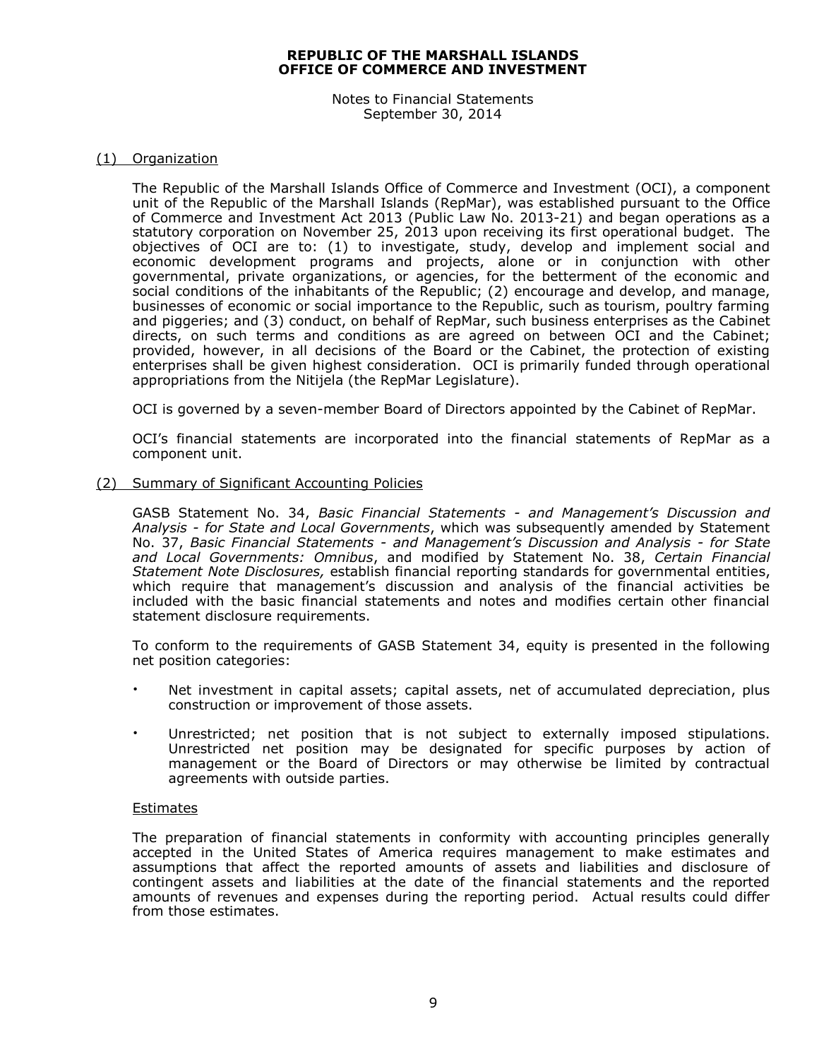**REPUBLIC OF THE MARSHALL ISLANDS**
**OFFICE OF COMMERCE AND INVESTMENT**

Notes to Financial Statements
September 30, 2014

## (1) Organization

The Republic of the Marshall Islands Office of Commerce and Investment (OCI), a component unit of the Republic of the Marshall Islands (RepMar), was established pursuant to the Office of Commerce and Investment Act 2013 (Public Law No. 2013-21) and began operations as a statutory corporation on November 25, 2013 upon receiving its first operational budget. The objectives of OCI are to: (1) to investigate, study, develop and implement social and economic development programs and projects, alone or in conjunction with other governmental, private organizations, or agencies, for the betterment of the economic and social conditions of the inhabitants of the Republic; (2) encourage and develop, and manage, businesses of economic or social importance to the Republic, such as tourism, poultry farming and piggeries; and (3) conduct, on behalf of RepMar, such business enterprises as the Cabinet directs, on such terms and conditions as are agreed on between OCI and the Cabinet; provided, however, in all decisions of the Board or the Cabinet, the protection of existing enterprises shall be given highest consideration. OCI is primarily funded through operational appropriations from the Nitijela (the RepMar Legislature).

OCI is governed by a seven-member Board of Directors appointed by the Cabinet of RepMar.

OCI's financial statements are incorporated into the financial statements of RepMar as a component unit.

## (2) Summary of Significant Accounting Policies

GASB Statement No. 34, *Basic Financial Statements - and Management's Discussion and Analysis - for State and Local Governments*, which was subsequently amended by Statement No. 37, *Basic Financial Statements - and Management's Discussion and Analysis - for State and Local Governments: Omnibus*, and modified by Statement No. 38, *Certain Financial Statement Note Disclosures,* establish financial reporting standards for governmental entities, which require that management's discussion and analysis of the financial activities be included with the basic financial statements and notes and modifies certain other financial statement disclosure requirements.

To conform to the requirements of GASB Statement 34, equity is presented in the following net position categories:

- Net investment in capital assets; capital assets, net of accumulated depreciation, plus construction or improvement of those assets.
- Unrestricted; net position that is not subject to externally imposed stipulations. Unrestricted net position may be designated for specific purposes by action of management or the Board of Directors or may otherwise be limited by contractual agreements with outside parties.

### Estimates

The preparation of financial statements in conformity with accounting principles generally accepted in the United States of America requires management to make estimates and assumptions that affect the reported amounts of assets and liabilities and disclosure of contingent assets and liabilities at the date of the financial statements and the reported amounts of revenues and expenses during the reporting period. Actual results could differ from those estimates.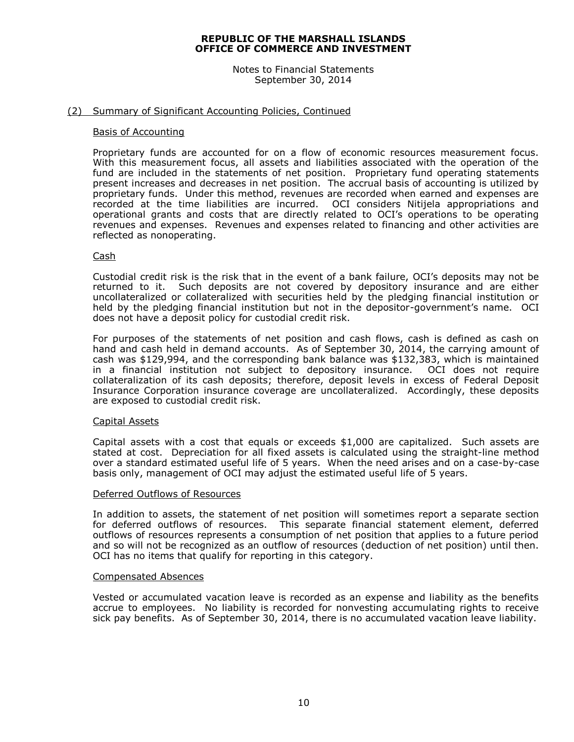## (2) Summary of Significant Accounting Policies, Continued

### Basis of Accounting

Proprietary funds are accounted for on a flow of economic resources measurement focus. With this measurement focus, all assets and liabilities associated with the operation of the fund are included in the statements of net position. Proprietary fund operating statements present increases and decreases in net position. The accrual basis of accounting is utilized by proprietary funds. Under this method, revenues are recorded when earned and expenses are recorded at the time liabilities are incurred. OCI considers Nitijela appropriations and operational grants and costs that are directly related to OCI's operations to be operating revenues and expenses. Revenues and expenses related to financing and other activities are reflected as nonoperating.

### Cash

Custodial credit risk is the risk that in the event of a bank failure, OCI's deposits may not be returned to it. Such deposits are not covered by depository insurance and are either uncollateralized or collateralized with securities held by the pledging financial institution or held by the pledging financial institution but not in the depositor-government's name. OCI does not have a deposit policy for custodial credit risk.

For purposes of the statements of net position and cash flows, cash is defined as cash on hand and cash held in demand accounts. As of September 30, 2014, the carrying amount of cash was $129,994, and the corresponding bank balance was $132,383, which is maintained in a financial institution not subject to depository insurance. OCI does not require collateralization of its cash deposits; therefore, deposit levels in excess of Federal Deposit Insurance Corporation insurance coverage are uncollateralized. Accordingly, these deposits are exposed to custodial credit risk.

### Capital Assets

Capital assets with a cost that equals or exceeds $1,000 are capitalized. Such assets are stated at cost. Depreciation for all fixed assets is calculated using the straight-line method over a standard estimated useful life of 5 years. When the need arises and on a case-by-case basis only, management of OCI may adjust the estimated useful life of 5 years.

### Deferred Outflows of Resources

In addition to assets, the statement of net position will sometimes report a separate section for deferred outflows of resources. This separate financial statement element, deferred outflows of resources represents a consumption of net position that applies to a future period and so will not be recognized as an outflow of resources (deduction of net position) until then. OCI has no items that qualify for reporting in this category.

### Compensated Absences

Vested or accumulated vacation leave is recorded as an expense and liability as the benefits accrue to employees. No liability is recorded for nonvesting accumulating rights to receive sick pay benefits. As of September 30, 2014, there is no accumulated vacation leave liability.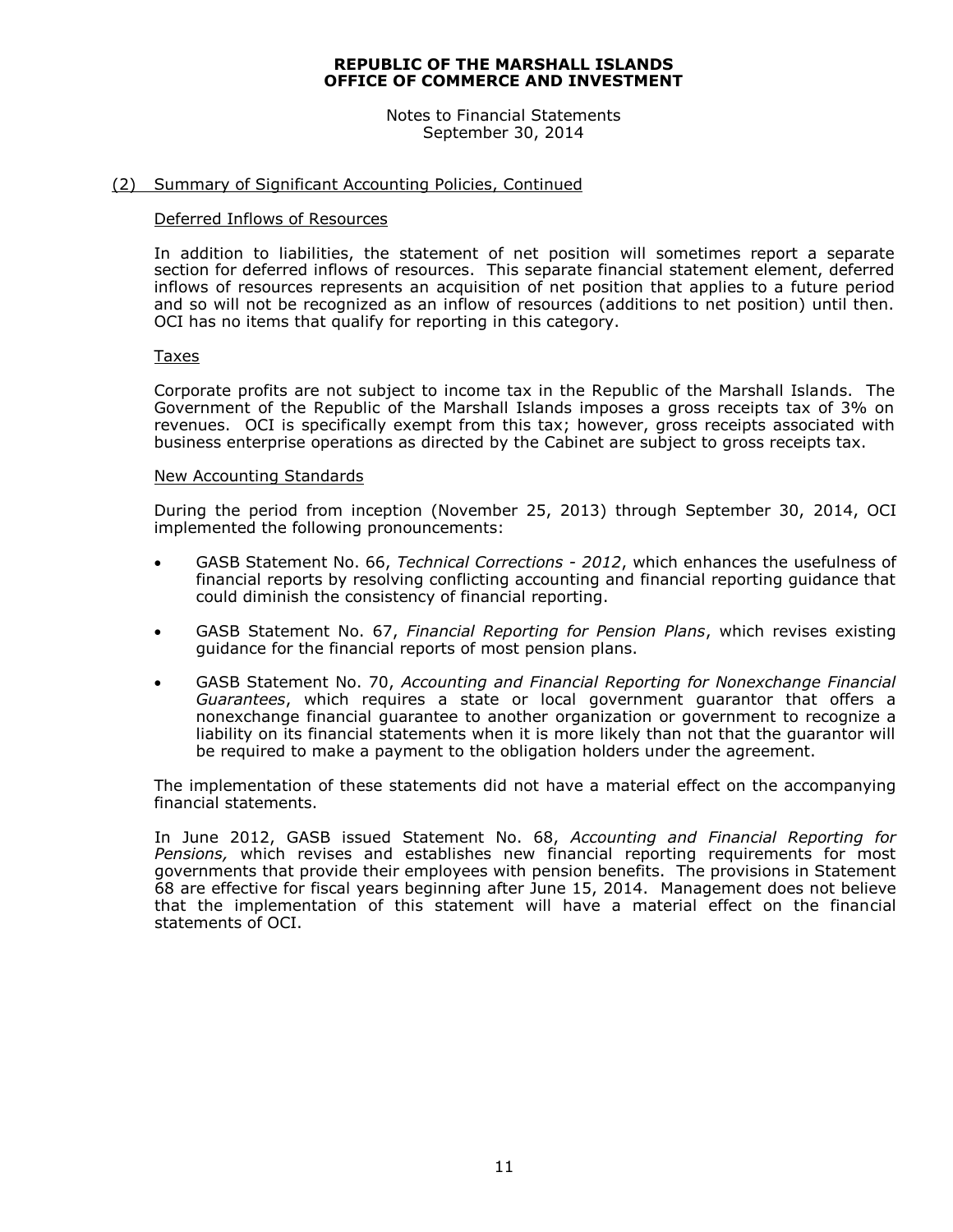## (2) Summary of Significant Accounting Policies, Continued

### Deferred Inflows of Resources

In addition to liabilities, the statement of net position will sometimes report a separate section for deferred inflows of resources. This separate financial statement element, deferred inflows of resources represents an acquisition of net position that applies to a future period and so will not be recognized as an inflow of resources (additions to net position) until then. OCI has no items that qualify for reporting in this category.

### Taxes

Corporate profits are not subject to income tax in the Republic of the Marshall Islands. The Government of the Republic of the Marshall Islands imposes a gross receipts tax of 3% on revenues. OCI is specifically exempt from this tax; however, gross receipts associated with business enterprise operations as directed by the Cabinet are subject to gross receipts tax.

### New Accounting Standards

During the period from inception (November 25, 2013) through September 30, 2014, OCI implemented the following pronouncements:

- GASB Statement No. 66, *Technical Corrections - 2012*, which enhances the usefulness of financial reports by resolving conflicting accounting and financial reporting guidance that could diminish the consistency of financial reporting.
- GASB Statement No. 67, *Financial Reporting for Pension Plans*, which revises existing guidance for the financial reports of most pension plans.
- GASB Statement No. 70, *Accounting and Financial Reporting for Nonexchange Financial Guarantees*, which requires a state or local government guarantor that offers a nonexchange financial guarantee to another organization or government to recognize a liability on its financial statements when it is more likely than not that the guarantor will be required to make a payment to the obligation holders under the agreement.

The implementation of these statements did not have a material effect on the accompanying financial statements.

In June 2012, GASB issued Statement No. 68, *Accounting and Financial Reporting for Pensions,* which revises and establishes new financial reporting requirements for most governments that provide their employees with pension benefits. The provisions in Statement 68 are effective for fiscal years beginning after June 15, 2014. Management does not believe that the implementation of this statement will have a material effect on the financial statements of OCI.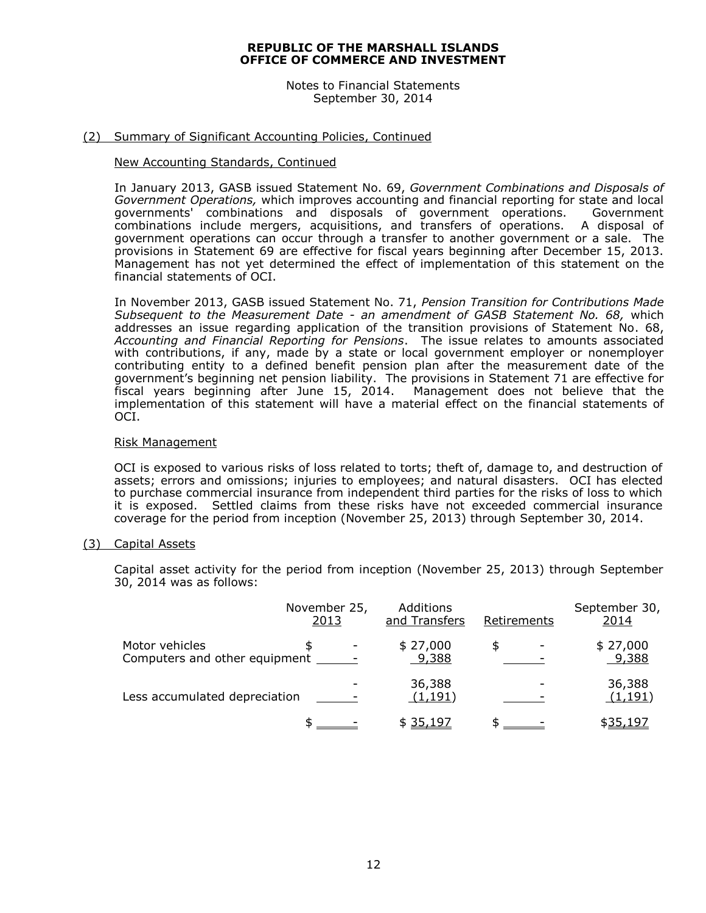**REPUBLIC OF THE MARSHALL ISLANDS**
**OFFICE OF COMMERCE AND INVESTMENT**

Notes to Financial Statements
September 30, 2014

## (2) Summary of Significant Accounting Policies, Continued

### New Accounting Standards, Continued

In January 2013, GASB issued Statement No. 69, *Government Combinations and Disposals of Government Operations,* which improves accounting and financial reporting for state and local governments' combinations and disposals of government operations. Government combinations include mergers, acquisitions, and transfers of operations. A disposal of government operations can occur through a transfer to another government or a sale. The provisions in Statement 69 are effective for fiscal years beginning after December 15, 2013. Management has not yet determined the effect of implementation of this statement on the financial statements of OCI.

In November 2013, GASB issued Statement No. 71, *Pension Transition for Contributions Made Subsequent to the Measurement Date - an amendment of GASB Statement No. 68,* which addresses an issue regarding application of the transition provisions of Statement No. 68, *Accounting and Financial Reporting for Pensions*. The issue relates to amounts associated with contributions, if any, made by a state or local government employer or nonemployer contributing entity to a defined benefit pension plan after the measurement date of the government's beginning net pension liability. The provisions in Statement 71 are effective for fiscal years beginning after June 15, 2014. Management does not believe that the implementation of this statement will have a material effect on the financial statements of OCI.

### Risk Management

OCI is exposed to various risks of loss related to torts; theft of, damage to, and destruction of assets; errors and omissions; injuries to employees; and natural disasters. OCI has elected to purchase commercial insurance from independent third parties for the risks of loss to which it is exposed. Settled claims from these risks have not exceeded commercial insurance coverage for the period from inception (November 25, 2013) through September 30, 2014.

## (3) Capital Assets

Capital asset activity for the period from inception (November 25, 2013) through September 30, 2014 was as follows:

| | November 25, 2013 | Additions and Transfers | Retirements | September 30, 2014 |
|---|---|---|---|---|
| Motor vehicles | $ - | $ 27,000 | $ - | $ 27,000 |
| Computers and other equipment | - | 9,388 | - | 9,388 |
| | - | 36,388 | - | 36,388 |
| Less accumulated depreciation | - | (1,191) | - | (1,191) |
| | $ - | $ 35,197 | $ - | $35,197 |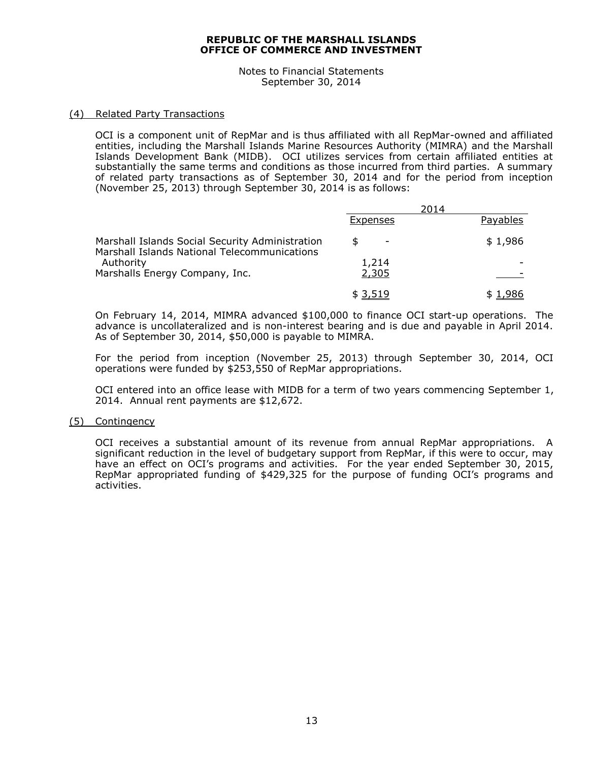**REPUBLIC OF THE MARSHALL ISLANDS**
**OFFICE OF COMMERCE AND INVESTMENT**

Notes to Financial Statements
September 30, 2014

## (4) Related Party Transactions

OCI is a component unit of RepMar and is thus affiliated with all RepMar-owned and affiliated entities, including the Marshall Islands Marine Resources Authority (MIMRA) and the Marshall Islands Development Bank (MIDB). OCI utilizes services from certain affiliated entities at substantially the same terms and conditions as those incurred from third parties. A summary of related party transactions as of September 30, 2014 and for the period from inception (November 25, 2013) through September 30, 2014 is as follows:

| | 2014 | |
|---|---|---|
| | Expenses | Payables |
| Marshall Islands Social Security Administration | $ - | $ 1,986 |
| Marshall Islands National Telecommunications Authority | 1,214 | - |
| Marshalls Energy Company, Inc. | 2,305 | - |
| | $ 3,519 | $ 1,986 |

On February 14, 2014, MIMRA advanced $100,000 to finance OCI start-up operations. The advance is uncollateralized and is non-interest bearing and is due and payable in April 2014. As of September 30, 2014, $50,000 is payable to MIMRA.

For the period from inception (November 25, 2013) through September 30, 2014, OCI operations were funded by $253,550 of RepMar appropriations.

OCI entered into an office lease with MIDB for a term of two years commencing September 1, 2014. Annual rent payments are $12,672.

## (5) Contingency

OCI receives a substantial amount of its revenue from annual RepMar appropriations. A significant reduction in the level of budgetary support from RepMar, if this were to occur, may have an effect on OCI's programs and activities. For the year ended September 30, 2015, RepMar appropriated funding of $429,325 for the purpose of funding OCI's programs and activities.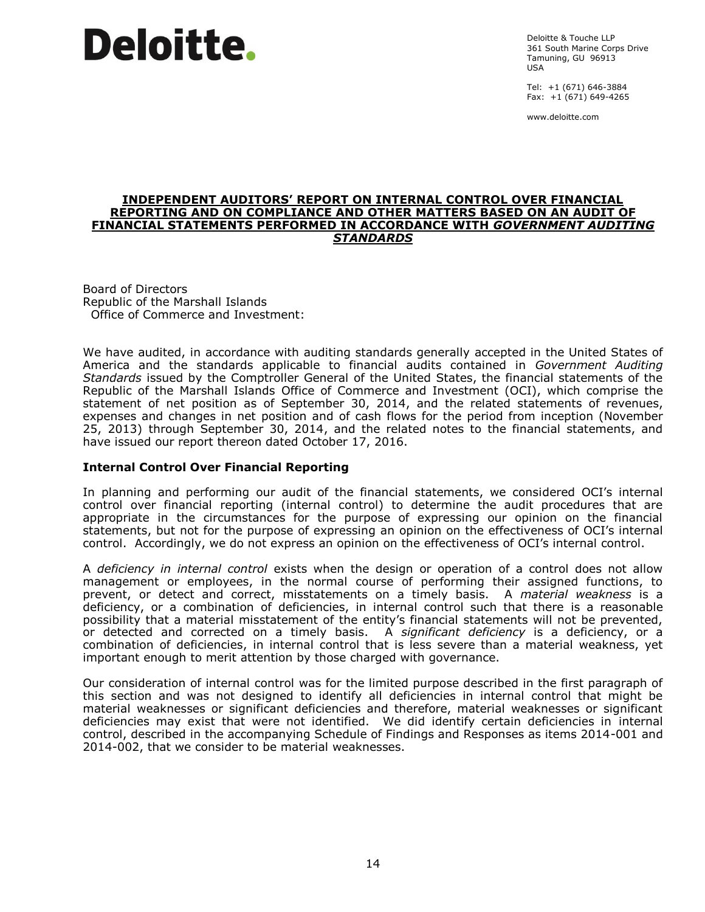**Deloitte.**

Deloitte & Touche LLP
361 South Marine Corps Drive
Tamuning, GU 96913
USA

Tel: +1 (671) 646-3884
Fax: +1 (671) 649-4265

www.deloitte.com

## INDEPENDENT AUDITORS' REPORT ON INTERNAL CONTROL OVER FINANCIAL REPORTING AND ON COMPLIANCE AND OTHER MATTERS BASED ON AN AUDIT OF FINANCIAL STATEMENTS PERFORMED IN ACCORDANCE WITH *GOVERNMENT AUDITING STANDARDS*

Board of Directors
Republic of the Marshall Islands
Office of Commerce and Investment:

We have audited, in accordance with auditing standards generally accepted in the United States of America and the standards applicable to financial audits contained in *Government Auditing Standards* issued by the Comptroller General of the United States, the financial statements of the Republic of the Marshall Islands Office of Commerce and Investment (OCI), which comprise the statement of net position as of September 30, 2014, and the related statements of revenues, expenses and changes in net position and of cash flows for the period from inception (November 25, 2013) through September 30, 2014, and the related notes to the financial statements, and have issued our report thereon dated October 17, 2016.

**Internal Control Over Financial Reporting**

In planning and performing our audit of the financial statements, we considered OCI's internal control over financial reporting (internal control) to determine the audit procedures that are appropriate in the circumstances for the purpose of expressing our opinion on the financial statements, but not for the purpose of expressing an opinion on the effectiveness of OCI's internal control. Accordingly, we do not express an opinion on the effectiveness of OCI's internal control.

A *deficiency in internal control* exists when the design or operation of a control does not allow management or employees, in the normal course of performing their assigned functions, to prevent, or detect and correct, misstatements on a timely basis. A *material weakness* is a deficiency, or a combination of deficiencies, in internal control such that there is a reasonable possibility that a material misstatement of the entity's financial statements will not be prevented, or detected and corrected on a timely basis. A *significant deficiency* is a deficiency, or a combination of deficiencies, in internal control that is less severe than a material weakness, yet important enough to merit attention by those charged with governance.

Our consideration of internal control was for the limited purpose described in the first paragraph of this section and was not designed to identify all deficiencies in internal control that might be material weaknesses or significant deficiencies and therefore, material weaknesses or significant deficiencies may exist that were not identified. We did identify certain deficiencies in internal control, described in the accompanying Schedule of Findings and Responses as items 2014-001 and 2014-002, that we consider to be material weaknesses.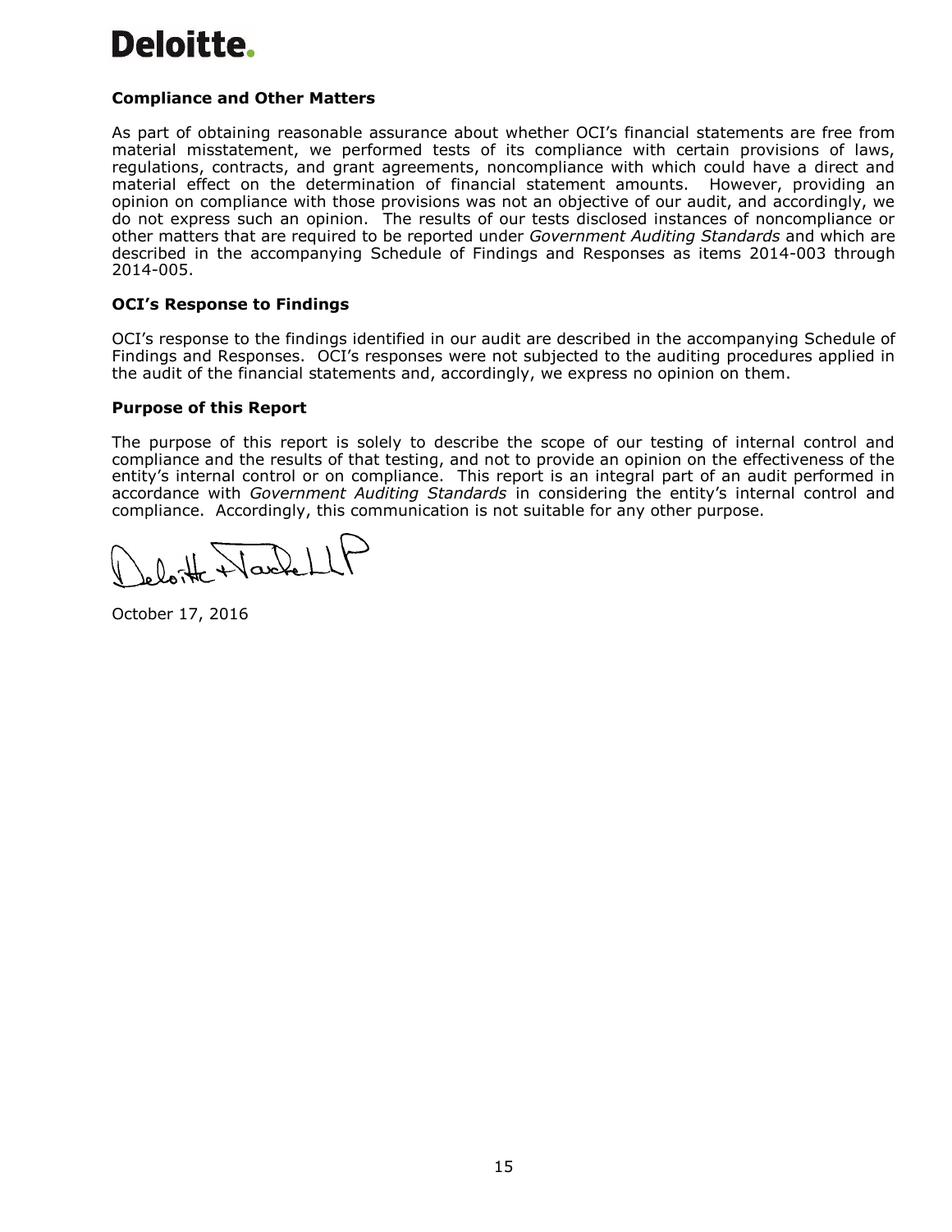## Compliance and Other Matters

As part of obtaining reasonable assurance about whether OCI's financial statements are free from material misstatement, we performed tests of its compliance with certain provisions of laws, regulations, contracts, and grant agreements, noncompliance with which could have a direct and material effect on the determination of financial statement amounts. However, providing an opinion on compliance with those provisions was not an objective of our audit, and accordingly, we do not express such an opinion. The results of our tests disclosed instances of noncompliance or other matters that are required to be reported under *Government Auditing Standards* and which are described in the accompanying Schedule of Findings and Responses as items 2014-003 through 2014-005.

## OCI's Response to Findings

OCI's response to the findings identified in our audit are described in the accompanying Schedule of Findings and Responses. OCI's responses were not subjected to the auditing procedures applied in the audit of the financial statements and, accordingly, we express no opinion on them.

## Purpose of this Report

The purpose of this report is solely to describe the scope of our testing of internal control and compliance and the results of that testing, and not to provide an opinion on the effectiveness of the entity's internal control or on compliance. This report is an integral part of an audit performed in accordance with *Government Auditing Standards* in considering the entity's internal control and compliance. Accordingly, this communication is not suitable for any other purpose.

Deloitte & Touche LLP

October 17, 2016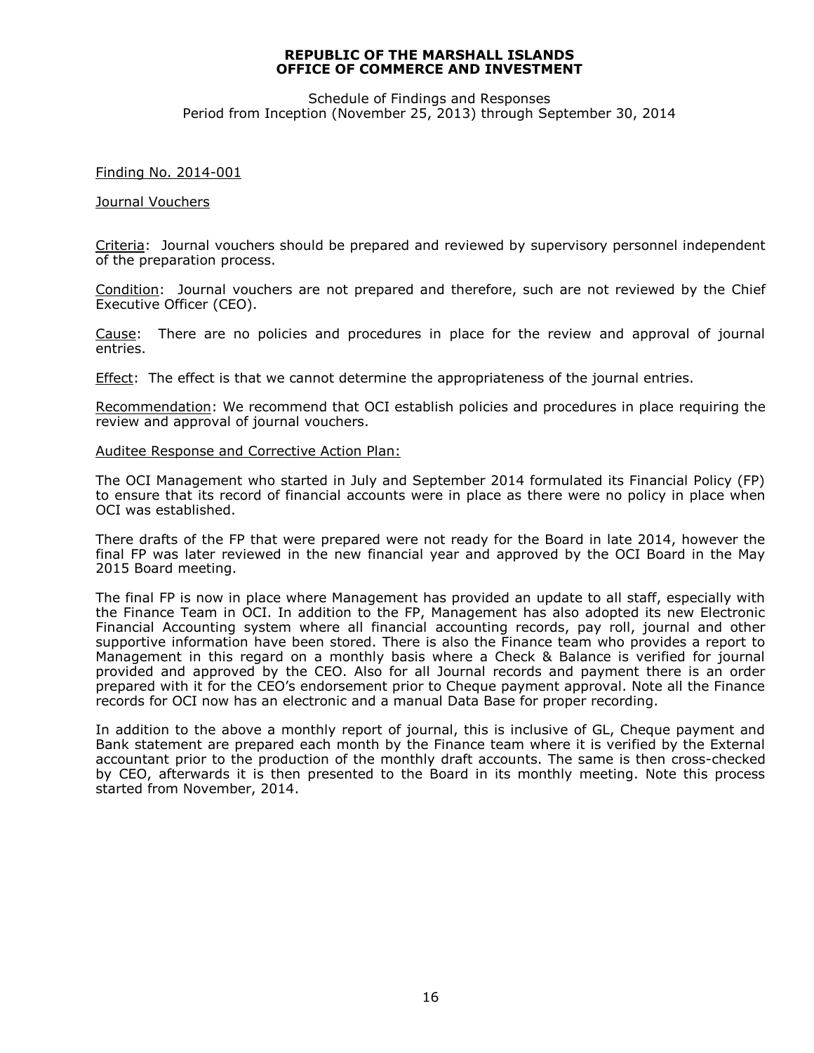**REPUBLIC OF THE MARSHALL ISLANDS**
**OFFICE OF COMMERCE AND INVESTMENT**

Schedule of Findings and Responses
Period from Inception (November 25, 2013) through September 30, 2014

Finding No. 2014-001

Journal Vouchers

Criteria: Journal vouchers should be prepared and reviewed by supervisory personnel independent of the preparation process.

Condition: Journal vouchers are not prepared and therefore, such are not reviewed by the Chief Executive Officer (CEO).

Cause: There are no policies and procedures in place for the review and approval of journal entries.

Effect: The effect is that we cannot determine the appropriateness of the journal entries.

Recommendation: We recommend that OCI establish policies and procedures in place requiring the review and approval of journal vouchers.

Auditee Response and Corrective Action Plan:

The OCI Management who started in July and September 2014 formulated its Financial Policy (FP) to ensure that its record of financial accounts were in place as there were no policy in place when OCI was established.

There drafts of the FP that were prepared were not ready for the Board in late 2014, however the final FP was later reviewed in the new financial year and approved by the OCI Board in the May 2015 Board meeting.

The final FP is now in place where Management has provided an update to all staff, especially with the Finance Team in OCI. In addition to the FP, Management has also adopted its new Electronic Financial Accounting system where all financial accounting records, pay roll, journal and other supportive information have been stored. There is also the Finance team who provides a report to Management in this regard on a monthly basis where a Check & Balance is verified for journal provided and approved by the CEO. Also for all Journal records and payment there is an order prepared with it for the CEO's endorsement prior to Cheque payment approval. Note all the Finance records for OCI now has an electronic and a manual Data Base for proper recording.

In addition to the above a monthly report of journal, this is inclusive of GL, Cheque payment and Bank statement are prepared each month by the Finance team where it is verified by the External accountant prior to the production of the monthly draft accounts. The same is then cross-checked by CEO, afterwards it is then presented to the Board in its monthly meeting. Note this process started from November, 2014.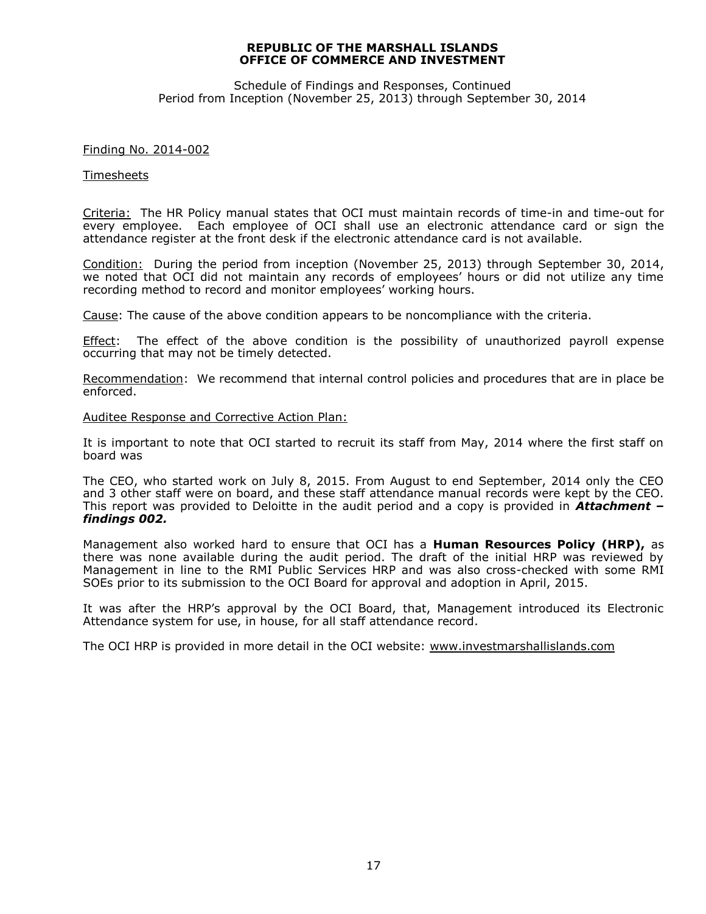**REPUBLIC OF THE MARSHALL ISLANDS**
**OFFICE OF COMMERCE AND INVESTMENT**

Schedule of Findings and Responses, Continued
Period from Inception (November 25, 2013) through September 30, 2014

Finding No. 2014-002

Timesheets

Criteria: The HR Policy manual states that OCI must maintain records of time-in and time-out for every employee. Each employee of OCI shall use an electronic attendance card or sign the attendance register at the front desk if the electronic attendance card is not available.

Condition: During the period from inception (November 25, 2013) through September 30, 2014, we noted that OCI did not maintain any records of employees' hours or did not utilize any time recording method to record and monitor employees' working hours.

Cause: The cause of the above condition appears to be noncompliance with the criteria.

Effect: The effect of the above condition is the possibility of unauthorized payroll expense occurring that may not be timely detected.

Recommendation: We recommend that internal control policies and procedures that are in place be enforced.

Auditee Response and Corrective Action Plan:

It is important to note that OCI started to recruit its staff from May, 2014 where the first staff on board was

The CEO, who started work on July 8, 2015. From August to end September, 2014 only the CEO and 3 other staff were on board, and these staff attendance manual records were kept by the CEO. This report was provided to Deloitte in the audit period and a copy is provided in ***Attachment – findings 002.***

Management also worked hard to ensure that OCI has a **Human Resources Policy (HRP),** as there was none available during the audit period. The draft of the initial HRP was reviewed by Management in line to the RMI Public Services HRP and was also cross-checked with some RMI SOEs prior to its submission to the OCI Board for approval and adoption in April, 2015.

It was after the HRP's approval by the OCI Board, that, Management introduced its Electronic Attendance system for use, in house, for all staff attendance record.

The OCI HRP is provided in more detail in the OCI website: www.investmarshallislands.com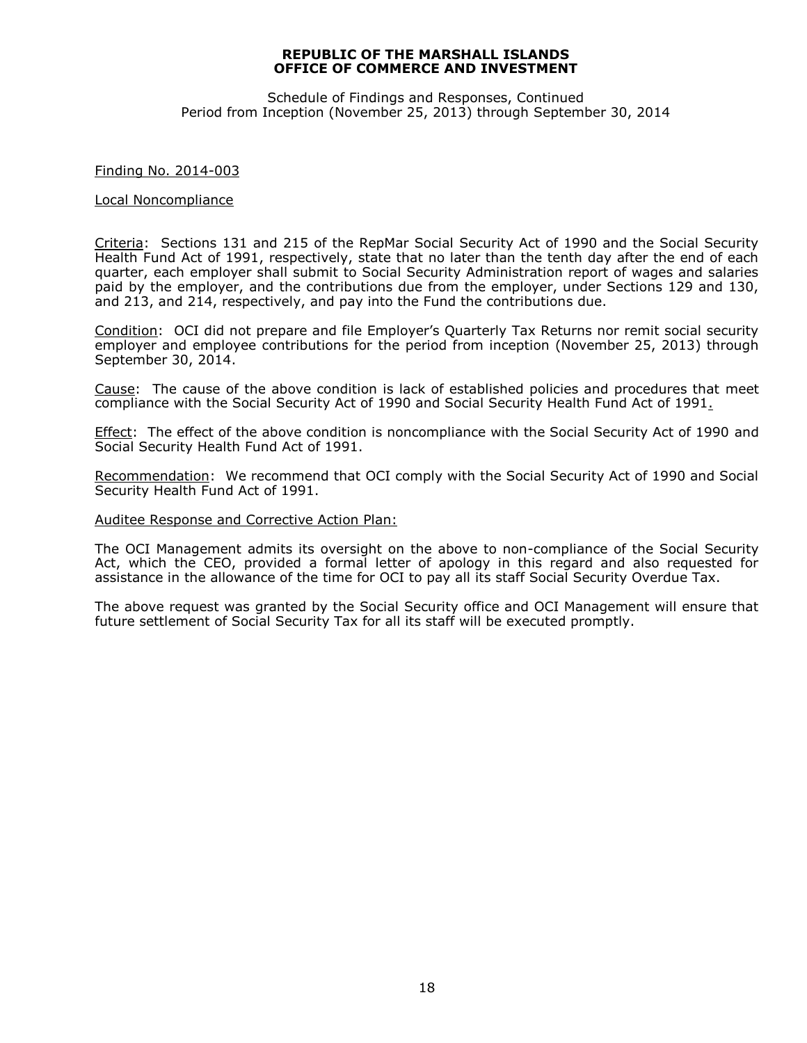**REPUBLIC OF THE MARSHALL ISLANDS**
**OFFICE OF COMMERCE AND INVESTMENT**

Schedule of Findings and Responses, Continued
Period from Inception (November 25, 2013) through September 30, 2014

Finding No. 2014-003

Local Noncompliance

Criteria: Sections 131 and 215 of the RepMar Social Security Act of 1990 and the Social Security Health Fund Act of 1991, respectively, state that no later than the tenth day after the end of each quarter, each employer shall submit to Social Security Administration report of wages and salaries paid by the employer, and the contributions due from the employer, under Sections 129 and 130, and 213, and 214, respectively, and pay into the Fund the contributions due.

Condition: OCI did not prepare and file Employer's Quarterly Tax Returns nor remit social security employer and employee contributions for the period from inception (November 25, 2013) through September 30, 2014.

Cause: The cause of the above condition is lack of established policies and procedures that meet compliance with the Social Security Act of 1990 and Social Security Health Fund Act of 1991.

Effect: The effect of the above condition is noncompliance with the Social Security Act of 1990 and Social Security Health Fund Act of 1991.

Recommendation: We recommend that OCI comply with the Social Security Act of 1990 and Social Security Health Fund Act of 1991.

Auditee Response and Corrective Action Plan:

The OCI Management admits its oversight on the above to non-compliance of the Social Security Act, which the CEO, provided a formal letter of apology in this regard and also requested for assistance in the allowance of the time for OCI to pay all its staff Social Security Overdue Tax.

The above request was granted by the Social Security office and OCI Management will ensure that future settlement of Social Security Tax for all its staff will be executed promptly.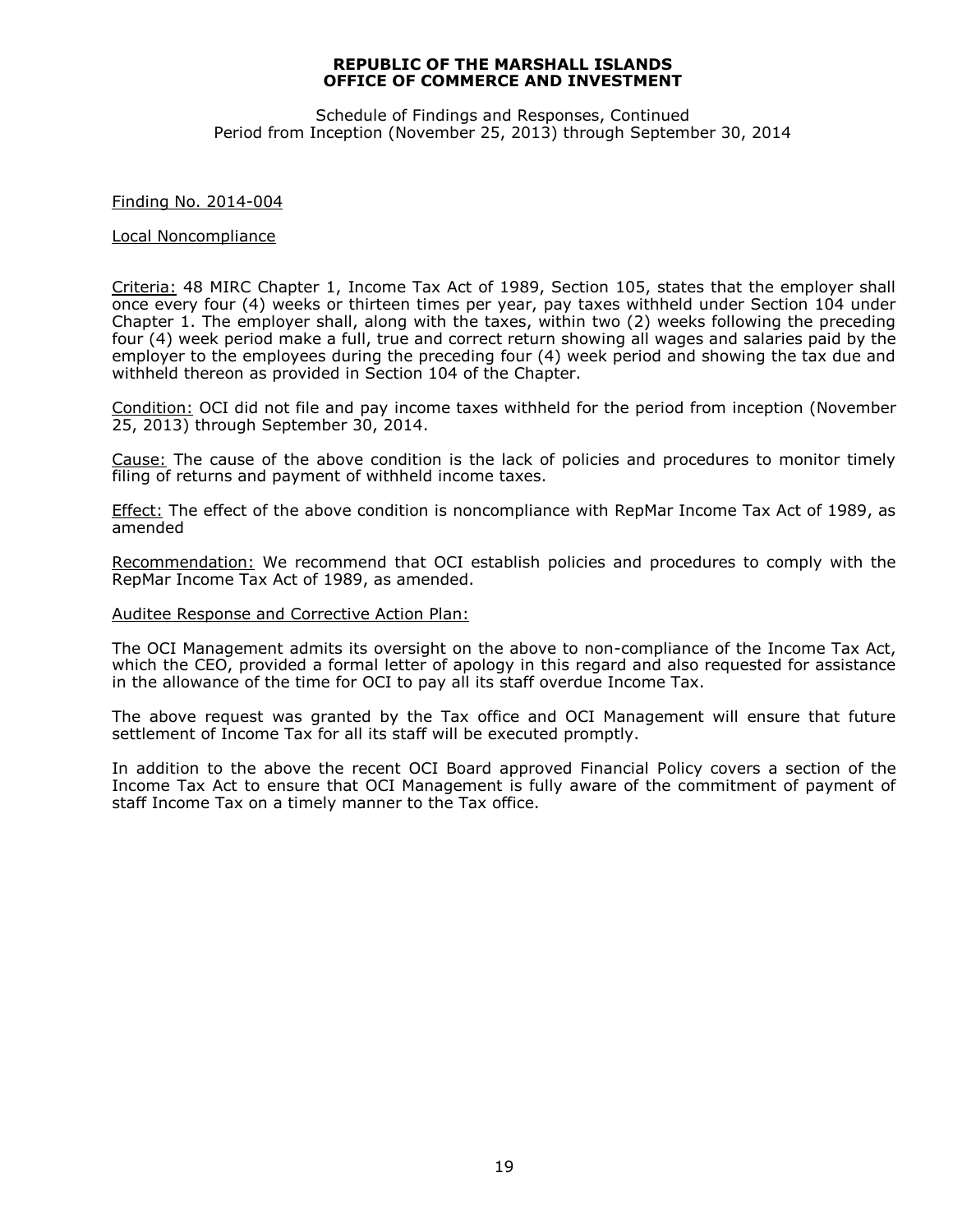**REPUBLIC OF THE MARSHALL ISLANDS**
**OFFICE OF COMMERCE AND INVESTMENT**

Schedule of Findings and Responses, Continued
Period from Inception (November 25, 2013) through September 30, 2014

Finding No. 2014-004

Local Noncompliance

Criteria: 48 MIRC Chapter 1, Income Tax Act of 1989, Section 105, states that the employer shall once every four (4) weeks or thirteen times per year, pay taxes withheld under Section 104 under Chapter 1. The employer shall, along with the taxes, within two (2) weeks following the preceding four (4) week period make a full, true and correct return showing all wages and salaries paid by the employer to the employees during the preceding four (4) week period and showing the tax due and withheld thereon as provided in Section 104 of the Chapter.

Condition: OCI did not file and pay income taxes withheld for the period from inception (November 25, 2013) through September 30, 2014.

Cause: The cause of the above condition is the lack of policies and procedures to monitor timely filing of returns and payment of withheld income taxes.

Effect: The effect of the above condition is noncompliance with RepMar Income Tax Act of 1989, as amended

Recommendation: We recommend that OCI establish policies and procedures to comply with the RepMar Income Tax Act of 1989, as amended.

Auditee Response and Corrective Action Plan:

The OCI Management admits its oversight on the above to non-compliance of the Income Tax Act, which the CEO, provided a formal letter of apology in this regard and also requested for assistance in the allowance of the time for OCI to pay all its staff overdue Income Tax.

The above request was granted by the Tax office and OCI Management will ensure that future settlement of Income Tax for all its staff will be executed promptly.

In addition to the above the recent OCI Board approved Financial Policy covers a section of the Income Tax Act to ensure that OCI Management is fully aware of the commitment of payment of staff Income Tax on a timely manner to the Tax office.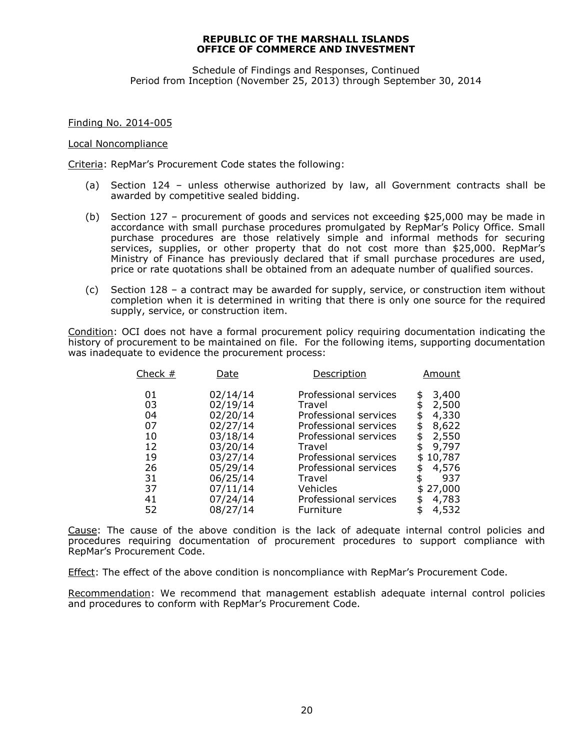**REPUBLIC OF THE MARSHALL ISLANDS**
**OFFICE OF COMMERCE AND INVESTMENT**

Schedule of Findings and Responses, Continued
Period from Inception (November 25, 2013) through September 30, 2014

Finding No. 2014-005

Local Noncompliance

Criteria: RepMar's Procurement Code states the following:

(a) Section 124 – unless otherwise authorized by law, all Government contracts shall be awarded by competitive sealed bidding.

(b) Section 127 – procurement of goods and services not exceeding $25,000 may be made in accordance with small purchase procedures promulgated by RepMar's Policy Office. Small purchase procedures are those relatively simple and informal methods for securing services, supplies, or other property that do not cost more than $25,000. RepMar's Ministry of Finance has previously declared that if small purchase procedures are used, price or rate quotations shall be obtained from an adequate number of qualified sources.

(c) Section 128 – a contract may be awarded for supply, service, or construction item without completion when it is determined in writing that there is only one source for the required supply, service, or construction item.

Condition: OCI does not have a formal procurement policy requiring documentation indicating the history of procurement to be maintained on file. For the following items, supporting documentation was inadequate to evidence the procurement process:

| Check # | Date | Description | Amount |
|---|---|---|---|
| 01 | 02/14/14 | Professional services | $ 3,400 |
| 03 | 02/19/14 | Travel | $ 2,500 |
| 04 | 02/20/14 | Professional services | $ 4,330 |
| 07 | 02/27/14 | Professional services | $ 8,622 |
| 10 | 03/18/14 | Professional services | $ 2,550 |
| 12 | 03/20/14 | Travel | $ 9,797 |
| 19 | 03/27/14 | Professional services | $ 10,787 |
| 26 | 05/29/14 | Professional services | $ 4,576 |
| 31 | 06/25/14 | Travel | $ 937 |
| 37 | 07/11/14 | Vehicles | $ 27,000 |
| 41 | 07/24/14 | Professional services | $ 4,783 |
| 52 | 08/27/14 | Furniture | $ 4,532 |

Cause: The cause of the above condition is the lack of adequate internal control policies and procedures requiring documentation of procurement procedures to support compliance with RepMar's Procurement Code.

Effect: The effect of the above condition is noncompliance with RepMar's Procurement Code.

Recommendation: We recommend that management establish adequate internal control policies and procedures to conform with RepMar's Procurement Code.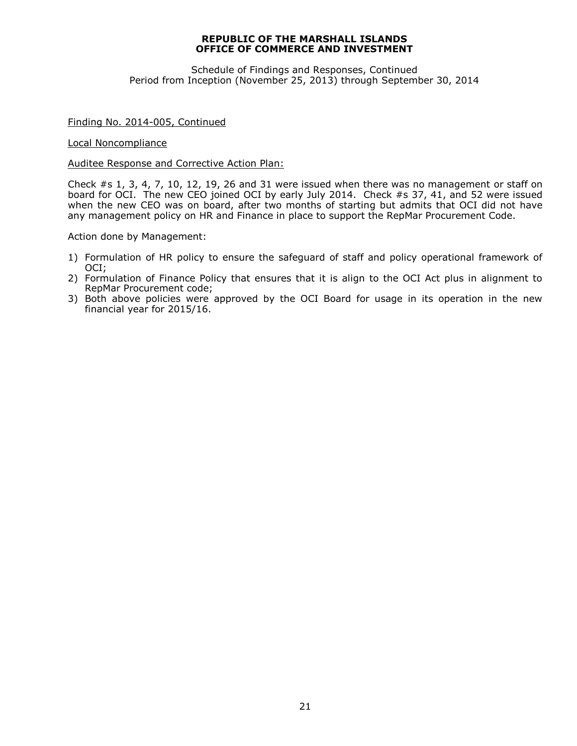Schedule of Findings and Responses, Continued
Period from Inception (November 25, 2013) through September 30, 2014

Finding No. 2014-005, Continued

Local Noncompliance

Auditee Response and Corrective Action Plan:

Check #s 1, 3, 4, 7, 10, 12, 19, 26 and 31 were issued when there was no management or staff on board for OCI. The new CEO joined OCI by early July 2014. Check #s 37, 41, and 52 were issued when the new CEO was on board, after two months of starting but admits that OCI did not have any management policy on HR and Finance in place to support the RepMar Procurement Code.

Action done by Management:

1) Formulation of HR policy to ensure the safeguard of staff and policy operational framework of OCI;
2) Formulation of Finance Policy that ensures that it is align to the OCI Act plus in alignment to RepMar Procurement code;
3) Both above policies were approved by the OCI Board for usage in its operation in the new financial year for 2015/16.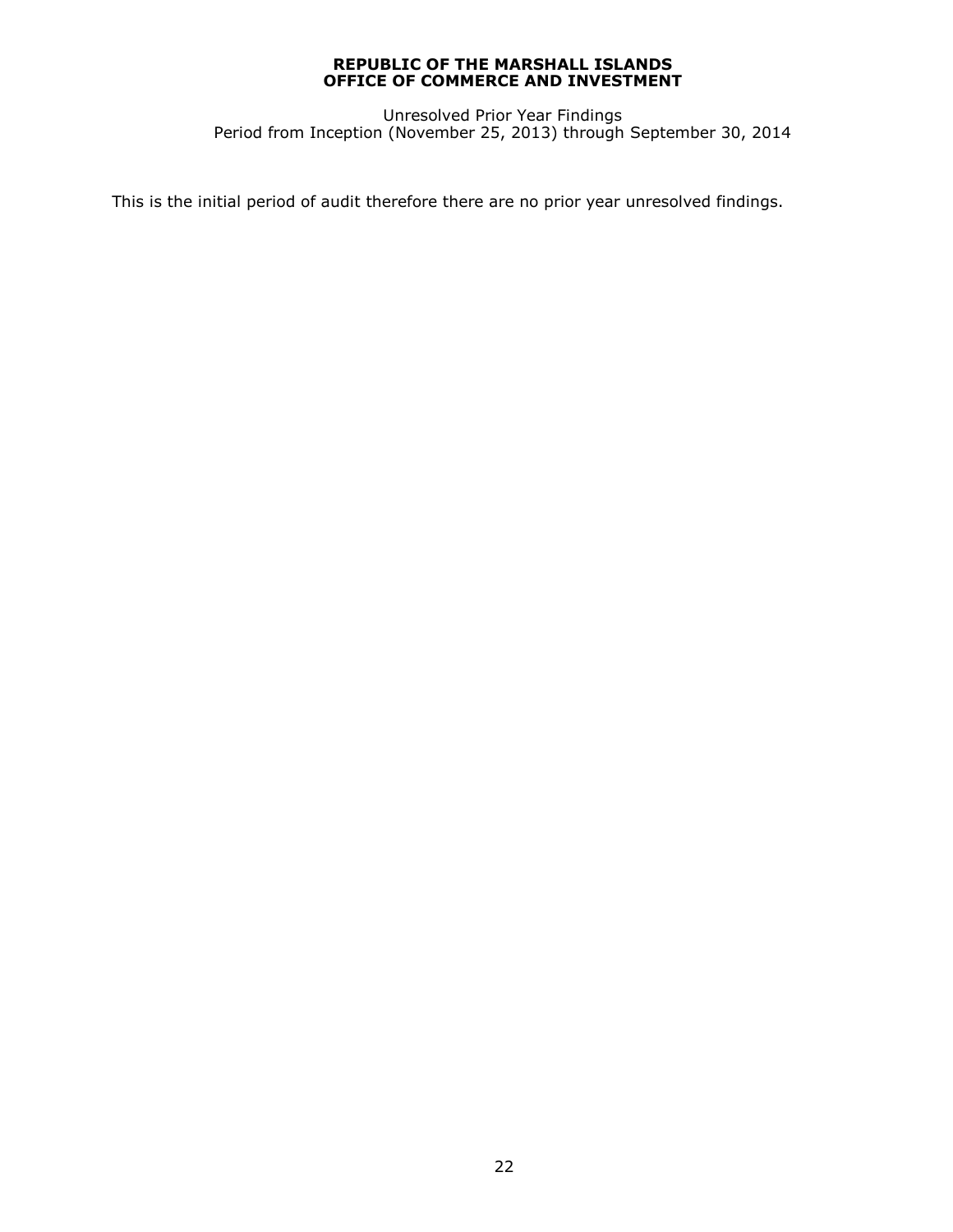**REPUBLIC OF THE MARSHALL ISLANDS**
**OFFICE OF COMMERCE AND INVESTMENT**

Unresolved Prior Year Findings
Period from Inception (November 25, 2013) through September 30, 2014

This is the initial period of audit therefore there are no prior year unresolved findings.